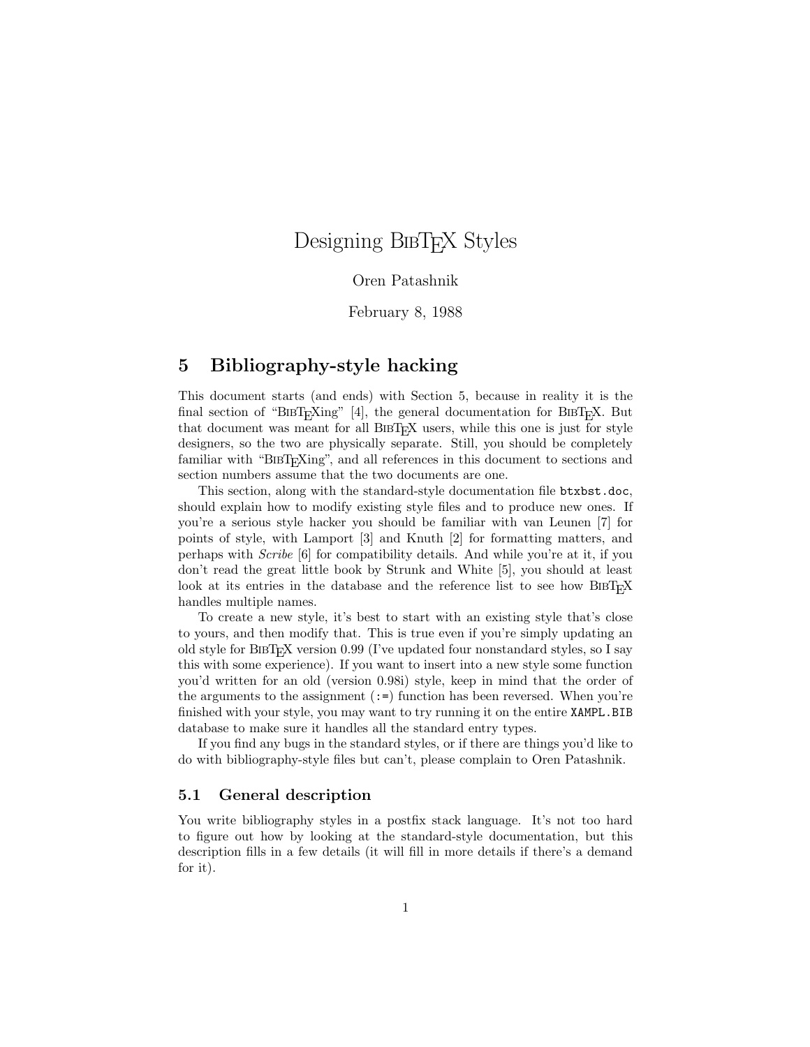# Designing BibTeX Styles

Oren Patashnik

February 8, 1988

## 5 Bibliography-style hacking

This document starts (and ends) with Section 5, because in reality it is the final section of "BibTeXing" [4], the general documentation for BibTeX. But that document was meant for all BibTeX users, while this one is just for style designers, so the two are physically separate. Still, you should be completely familiar with "BibTeXing", and all references in this document to sections and section numbers assume that the two documents are one.

This section, along with the standard-style documentation file `btxbst.doc`, should explain how to modify existing style files and to produce new ones. If you're a serious style hacker you should be familiar with van Leunen [7] for points of style, with Lamport [3] and Knuth [2] for formatting matters, and perhaps with *Scribe* [6] for compatibility details. And while you're at it, if you don't read the great little book by Strunk and White [5], you should at least look at its entries in the database and the reference list to see how BibTeX handles multiple names.

To create a new style, it's best to start with an existing style that's close to yours, and then modify that. This is true even if you're simply updating an old style for BibTeX version 0.99 (I've updated four nonstandard styles, so I say this with some experience). If you want to insert into a new style some function you'd written for an old (version 0.98i) style, keep in mind that the order of the arguments to the assignment (`:=`) function has been reversed. When you're finished with your style, you may want to try running it on the entire `XAMPL.BIB` database to make sure it handles all the standard entry types.

If you find any bugs in the standard styles, or if there are things you'd like to do with bibliography-style files but can't, please complain to Oren Patashnik.

### 5.1 General description

You write bibliography styles in a postfix stack language. It's not too hard to figure out how by looking at the standard-style documentation, but this description fills in a few details (it will fill in more details if there's a demand for it).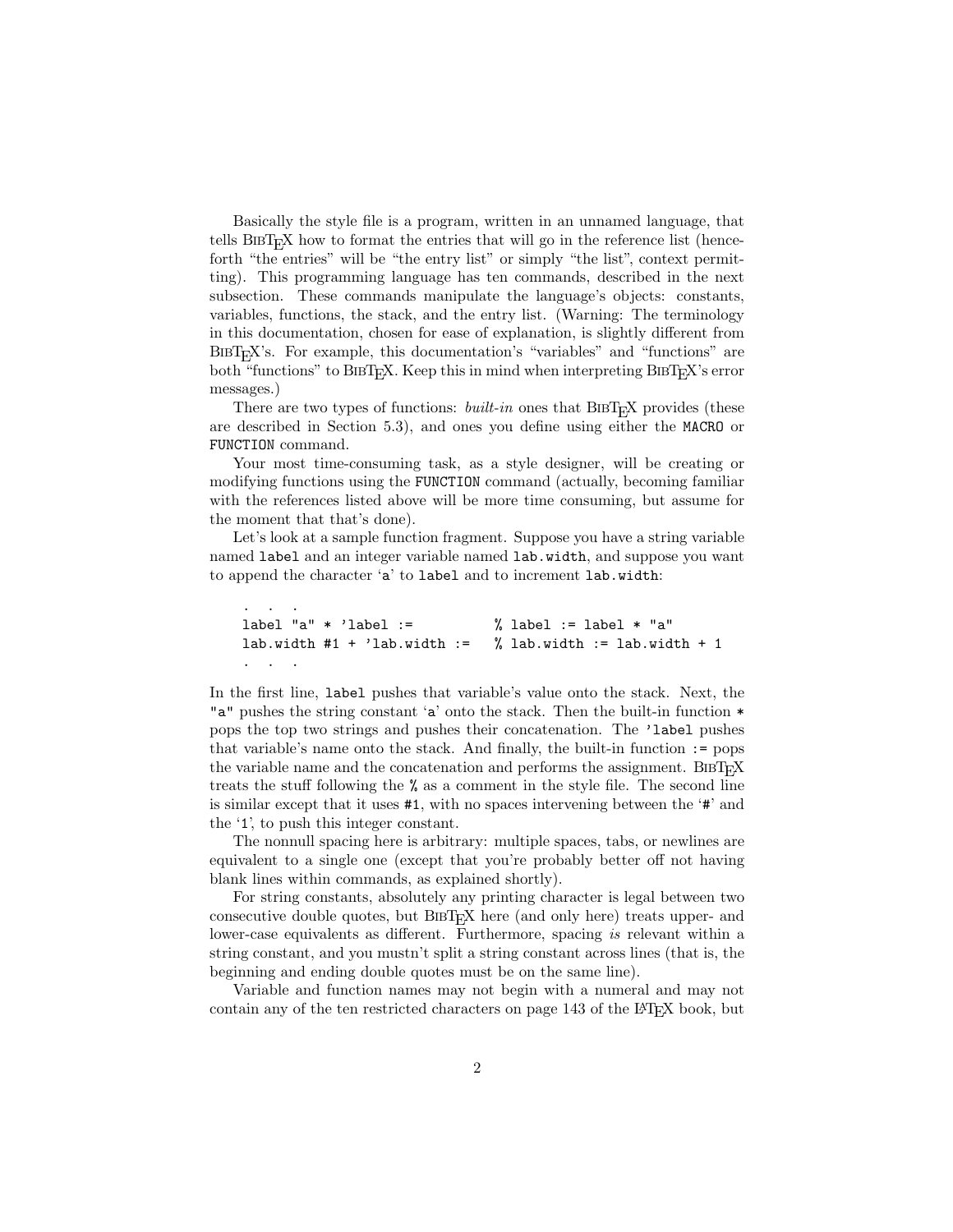Basically the style file is a program, written in an unnamed language, that tells BibTeX how to format the entries that will go in the reference list (henceforth "the entries" will be "the entry list" or simply "the list", context permitting). This programming language has ten commands, described in the next subsection. These commands manipulate the language's objects: constants, variables, functions, the stack, and the entry list. (Warning: The terminology in this documentation, chosen for ease of explanation, is slightly different from BibTeX's. For example, this documentation's "variables" and "functions" are both "functions" to BibTeX. Keep this in mind when interpreting BibTeX's error messages.)

There are two types of functions: *built-in* ones that BibTeX provides (these are described in Section 5.3), and ones you define using either the `MACRO` or `FUNCTION` command.

Your most time-consuming task, as a style designer, will be creating or modifying functions using the `FUNCTION` command (actually, becoming familiar with the references listed above will be more time consuming, but assume for the moment that that's done).

Let's look at a sample function fragment. Suppose you have a string variable named `label` and an integer variable named `lab.width`, and suppose you want to append the character '`a`' to `label` and to increment `lab.width`:

```
 .  .  .
label "a" * 'label :=          % label := label * "a"
lab.width #1 + 'lab.width :=   % lab.width := lab.width + 1
 .  .  .
```

In the first line, `label` pushes that variable's value onto the stack. Next, the `"a"` pushes the string constant '`a`' onto the stack. Then the built-in function `*` pops the top two strings and pushes their concatenation. The `'label` pushes that variable's name onto the stack. And finally, the built-in function `:=` pops the variable name and the concatenation and performs the assignment. BibTeX treats the stuff following the `%` as a comment in the style file. The second line is similar except that it uses `#1`, with no spaces intervening between the '`#`' and the '`1`', to push this integer constant.

The nonnull spacing here is arbitrary: multiple spaces, tabs, or newlines are equivalent to a single one (except that you're probably better off not having blank lines within commands, as explained shortly).

For string constants, absolutely any printing character is legal between two consecutive double quotes, but BibTeX here (and only here) treats upper- and lower-case equivalents as different. Furthermore, spacing *is* relevant within a string constant, and you mustn't split a string constant across lines (that is, the beginning and ending double quotes must be on the same line).

Variable and function names may not begin with a numeral and may not contain any of the ten restricted characters on page 143 of the LaTeX book, but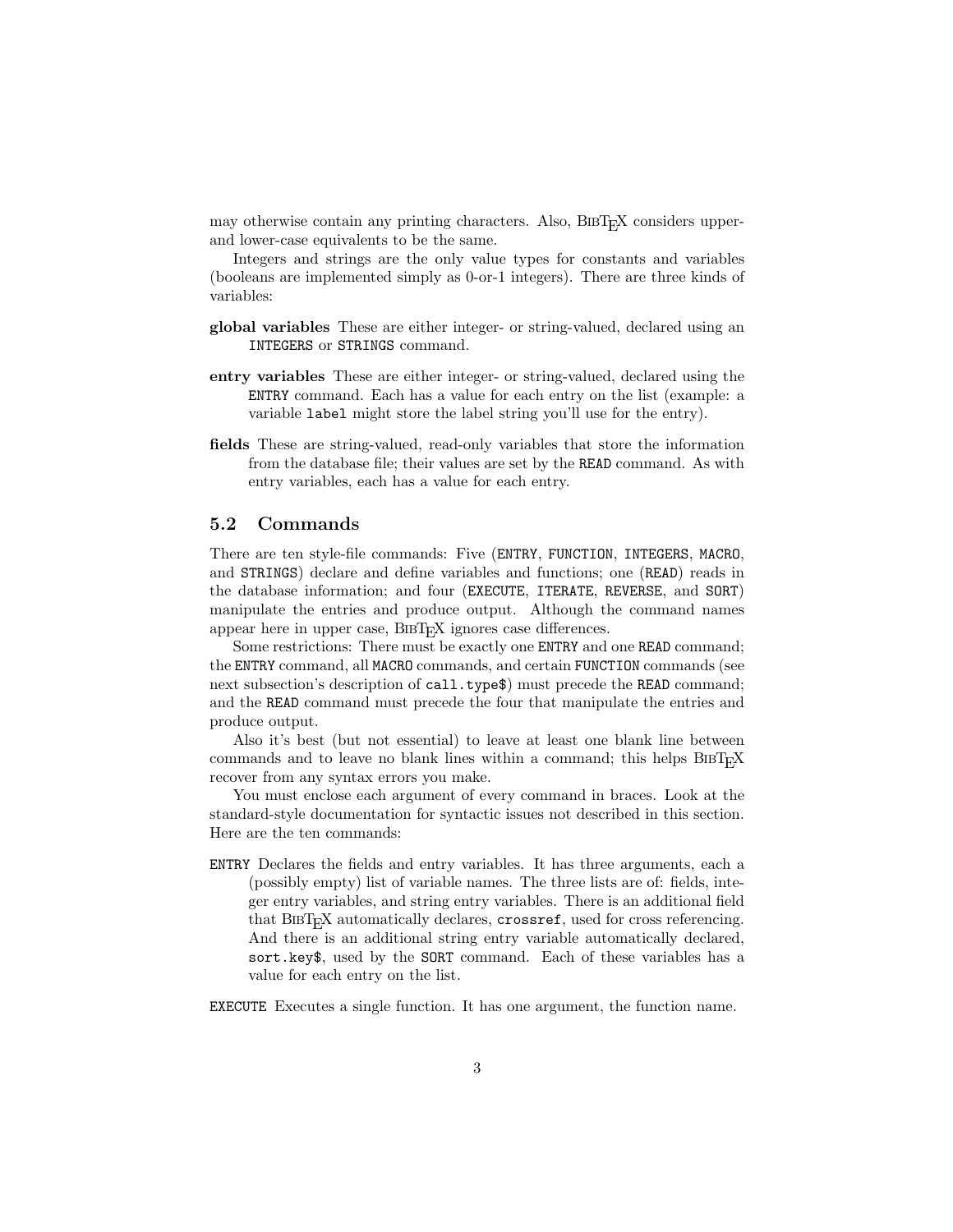may otherwise contain any printing characters. Also, BibTeX considers upper- and lower-case equivalents to be the same.

Integers and strings are the only value types for constants and variables (booleans are implemented simply as 0-or-1 integers). There are three kinds of variables:

**global variables** These are either integer- or string-valued, declared using an `INTEGERS` or `STRINGS` command.

**entry variables** These are either integer- or string-valued, declared using the `ENTRY` command. Each has a value for each entry on the list (example: a variable `label` might store the label string you'll use for the entry).

**fields** These are string-valued, read-only variables that store the information from the database file; their values are set by the `READ` command. As with entry variables, each has a value for each entry.

### 5.2 Commands

There are ten style-file commands: Five (`ENTRY`, `FUNCTION`, `INTEGERS`, `MACRO`, and `STRINGS`) declare and define variables and functions; one (`READ`) reads in the database information; and four (`EXECUTE`, `ITERATE`, `REVERSE`, and `SORT`) manipulate the entries and produce output. Although the command names appear here in upper case, BibTeX ignores case differences.

Some restrictions: There must be exactly one `ENTRY` and one `READ` command; the `ENTRY` command, all `MACRO` commands, and certain `FUNCTION` commands (see next subsection's description of `call.type$`) must precede the `READ` command; and the `READ` command must precede the four that manipulate the entries and produce output.

Also it's best (but not essential) to leave at least one blank line between commands and to leave no blank lines within a command; this helps BibTeX recover from any syntax errors you make.

You must enclose each argument of every command in braces. Look at the standard-style documentation for syntactic issues not described in this section. Here are the ten commands:

`ENTRY` Declares the fields and entry variables. It has three arguments, each a (possibly empty) list of variable names. The three lists are of: fields, integer entry variables, and string entry variables. There is an additional field that BibTeX automatically declares, `crossref`, used for cross referencing. And there is an additional string entry variable automatically declared, `sort.key$`, used by the `SORT` command. Each of these variables has a value for each entry on the list.

`EXECUTE` Executes a single function. It has one argument, the function name.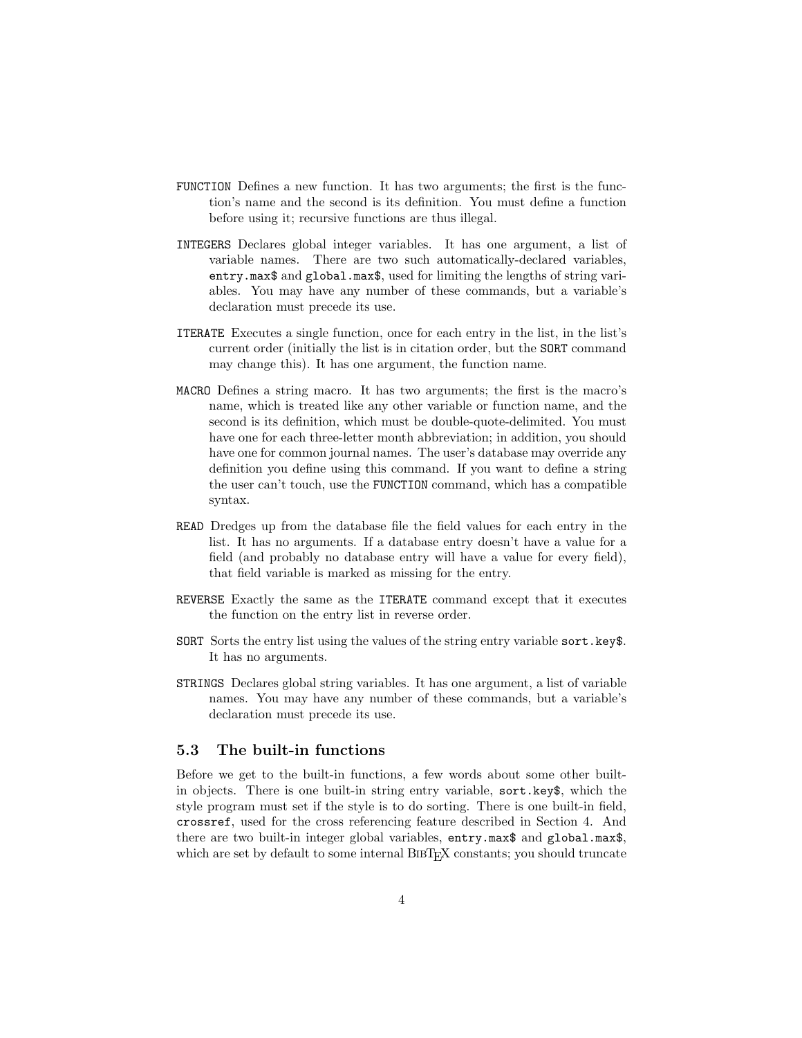`FUNCTION` Defines a new function. It has two arguments; the first is the function's name and the second is its definition. You must define a function before using it; recursive functions are thus illegal.

`INTEGERS` Declares global integer variables. It has one argument, a list of variable names. There are two such automatically-declared variables, `entry.max$` and `global.max$`, used for limiting the lengths of string variables. You may have any number of these commands, but a variable's declaration must precede its use.

`ITERATE` Executes a single function, once for each entry in the list, in the list's current order (initially the list is in citation order, but the `SORT` command may change this). It has one argument, the function name.

`MACRO` Defines a string macro. It has two arguments; the first is the macro's name, which is treated like any other variable or function name, and the second is its definition, which must be double-quote-delimited. You must have one for each three-letter month abbreviation; in addition, you should have one for common journal names. The user's database may override any definition you define using this command. If you want to define a string the user can't touch, use the `FUNCTION` command, which has a compatible syntax.

`READ` Dredges up from the database file the field values for each entry in the list. It has no arguments. If a database entry doesn't have a value for a field (and probably no database entry will have a value for every field), that field variable is marked as missing for the entry.

`REVERSE` Exactly the same as the `ITERATE` command except that it executes the function on the entry list in reverse order.

`SORT` Sorts the entry list using the values of the string entry variable `sort.key$`. It has no arguments.

`STRINGS` Declares global string variables. It has one argument, a list of variable names. You may have any number of these commands, but a variable's declaration must precede its use.

### 5.3 The built-in functions

Before we get to the built-in functions, a few words about some other built-in objects. There is one built-in string entry variable, `sort.key$`, which the style program must set if the style is to do sorting. There is one built-in field, `crossref`, used for the cross referencing feature described in Section 4. And there are two built-in integer global variables, `entry.max$` and `global.max$`, which are set by default to some internal BibTeX constants; you should truncate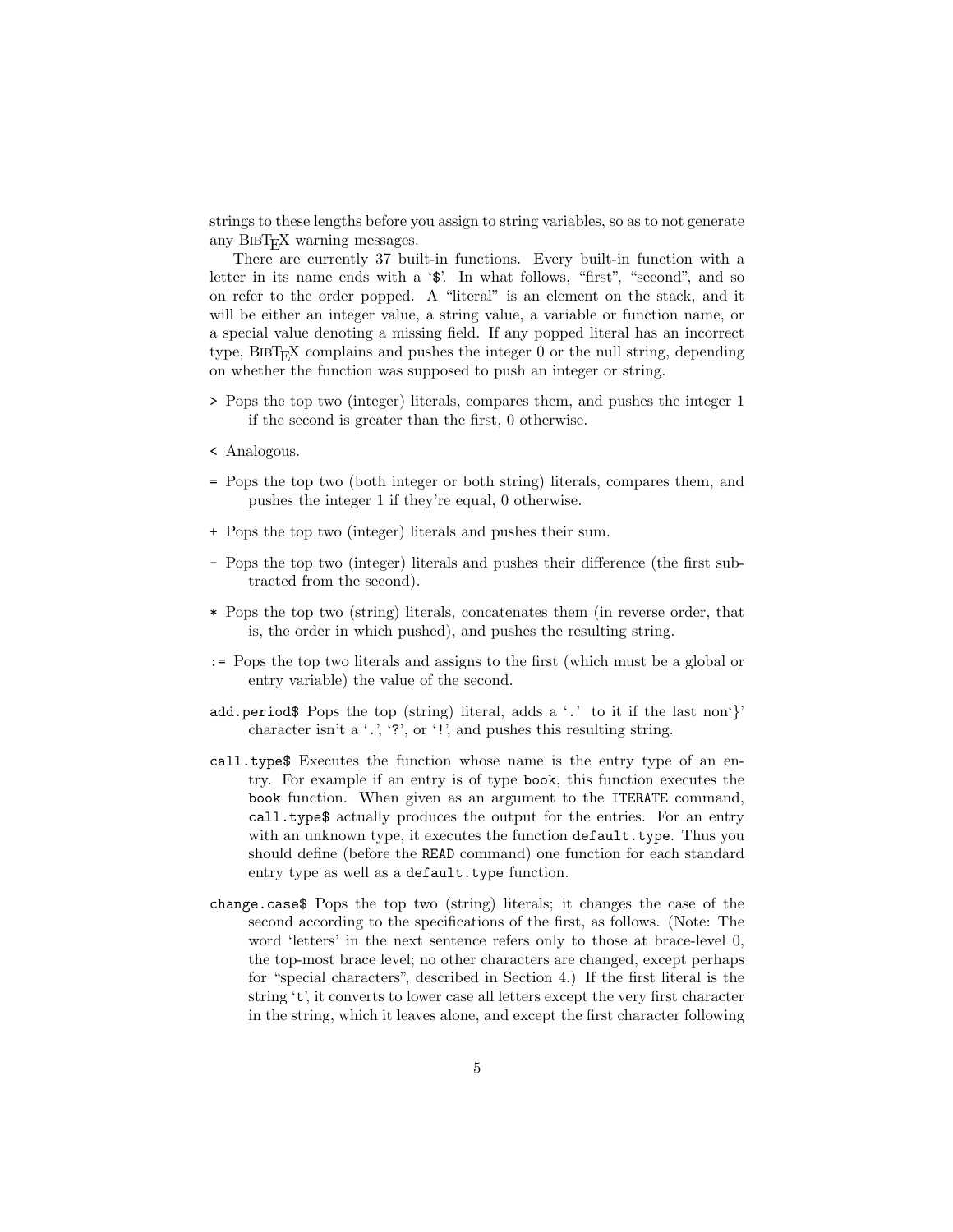strings to these lengths before you assign to string variables, so as to not generate any BibTeX warning messages.

There are currently 37 built-in functions. Every built-in function with a letter in its name ends with a '$'. In what follows, "first", "second", and so on refer to the order popped. A "literal" is an element on the stack, and it will be either an integer value, a string value, a variable or function name, or a special value denoting a missing field. If any popped literal has an incorrect type, BibTeX complains and pushes the integer 0 or the null string, depending on whether the function was supposed to push an integer or string.

`>` Pops the top two (integer) literals, compares them, and pushes the integer 1 if the second is greater than the first, 0 otherwise.

`<` Analogous.

`=` Pops the top two (both integer or both string) literals, compares them, and pushes the integer 1 if they're equal, 0 otherwise.

`+` Pops the top two (integer) literals and pushes their sum.

`-` Pops the top two (integer) literals and pushes their difference (the first subtracted from the second).

`*` Pops the top two (string) literals, concatenates them (in reverse order, that is, the order in which pushed), and pushes the resulting string.

`:=` Pops the top two literals and assigns to the first (which must be a global or entry variable) the value of the second.

`add.period$` Pops the top (string) literal, adds a '`.`' to it if the last non'}' character isn't a '`.`', '`?`', or '`!`', and pushes this resulting string.

`call.type$` Executes the function whose name is the entry type of an entry. For example if an entry is of type `book`, this function executes the `book` function. When given as an argument to the `ITERATE` command, `call.type$` actually produces the output for the entries. For an entry with an unknown type, it executes the function `default.type`. Thus you should define (before the `READ` command) one function for each standard entry type as well as a `default.type` function.

`change.case$` Pops the top two (string) literals; it changes the case of the second according to the specifications of the first, as follows. (Note: The word 'letters' in the next sentence refers only to those at brace-level 0, the top-most brace level; no other characters are changed, except perhaps for "special characters", described in Section 4.) If the first literal is the string '`t`', it converts to lower case all letters except the very first character in the string, which it leaves alone, and except the first character following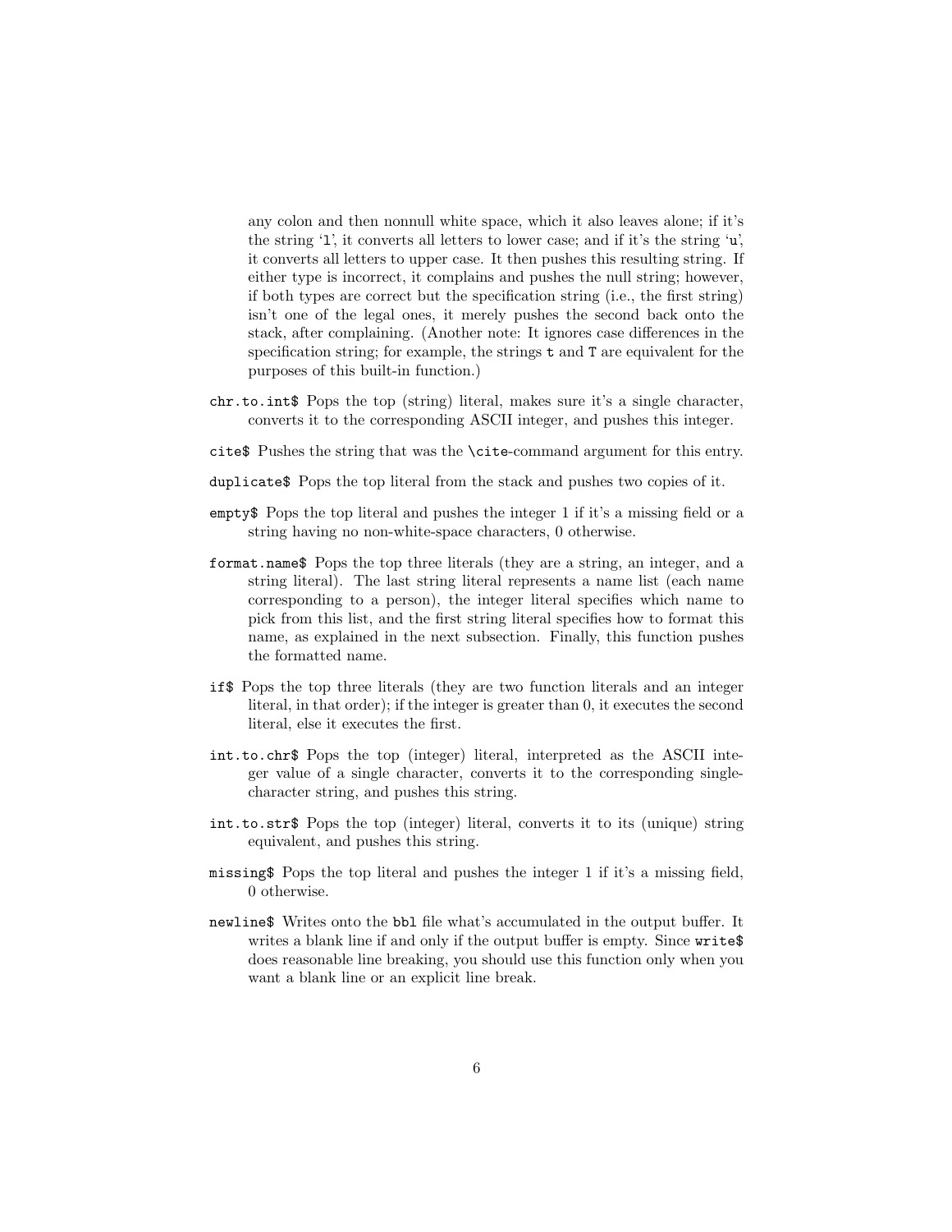any colon and then nonnull white space, which it also leaves alone; if it's the string 'l', it converts all letters to lower case; and if it's the string 'u', it converts all letters to upper case. It then pushes this resulting string. If either type is incorrect, it complains and pushes the null string; however, if both types are correct but the specification string (i.e., the first string) isn't one of the legal ones, it merely pushes the second back onto the stack, after complaining. (Another note: It ignores case differences in the specification string; for example, the strings `t` and `T` are equivalent for the purposes of this built-in function.)

`chr.to.int$` Pops the top (string) literal, makes sure it's a single character, converts it to the corresponding ASCII integer, and pushes this integer.

`cite$` Pushes the string that was the `\cite`-command argument for this entry.

`duplicate$` Pops the top literal from the stack and pushes two copies of it.

`empty$` Pops the top literal and pushes the integer 1 if it's a missing field or a string having no non-white-space characters, 0 otherwise.

`format.name$` Pops the top three literals (they are a string, an integer, and a string literal). The last string literal represents a name list (each name corresponding to a person), the integer literal specifies which name to pick from this list, and the first string literal specifies how to format this name, as explained in the next subsection. Finally, this function pushes the formatted name.

`if$` Pops the top three literals (they are two function literals and an integer literal, in that order); if the integer is greater than 0, it executes the second literal, else it executes the first.

`int.to.chr$` Pops the top (integer) literal, interpreted as the ASCII integer value of a single character, converts it to the corresponding single-character string, and pushes this string.

`int.to.str$` Pops the top (integer) literal, converts it to its (unique) string equivalent, and pushes this string.

`missing$` Pops the top literal and pushes the integer 1 if it's a missing field, 0 otherwise.

`newline$` Writes onto the `bbl` file what's accumulated in the output buffer. It writes a blank line if and only if the output buffer is empty. Since `write$` does reasonable line breaking, you should use this function only when you want a blank line or an explicit line break.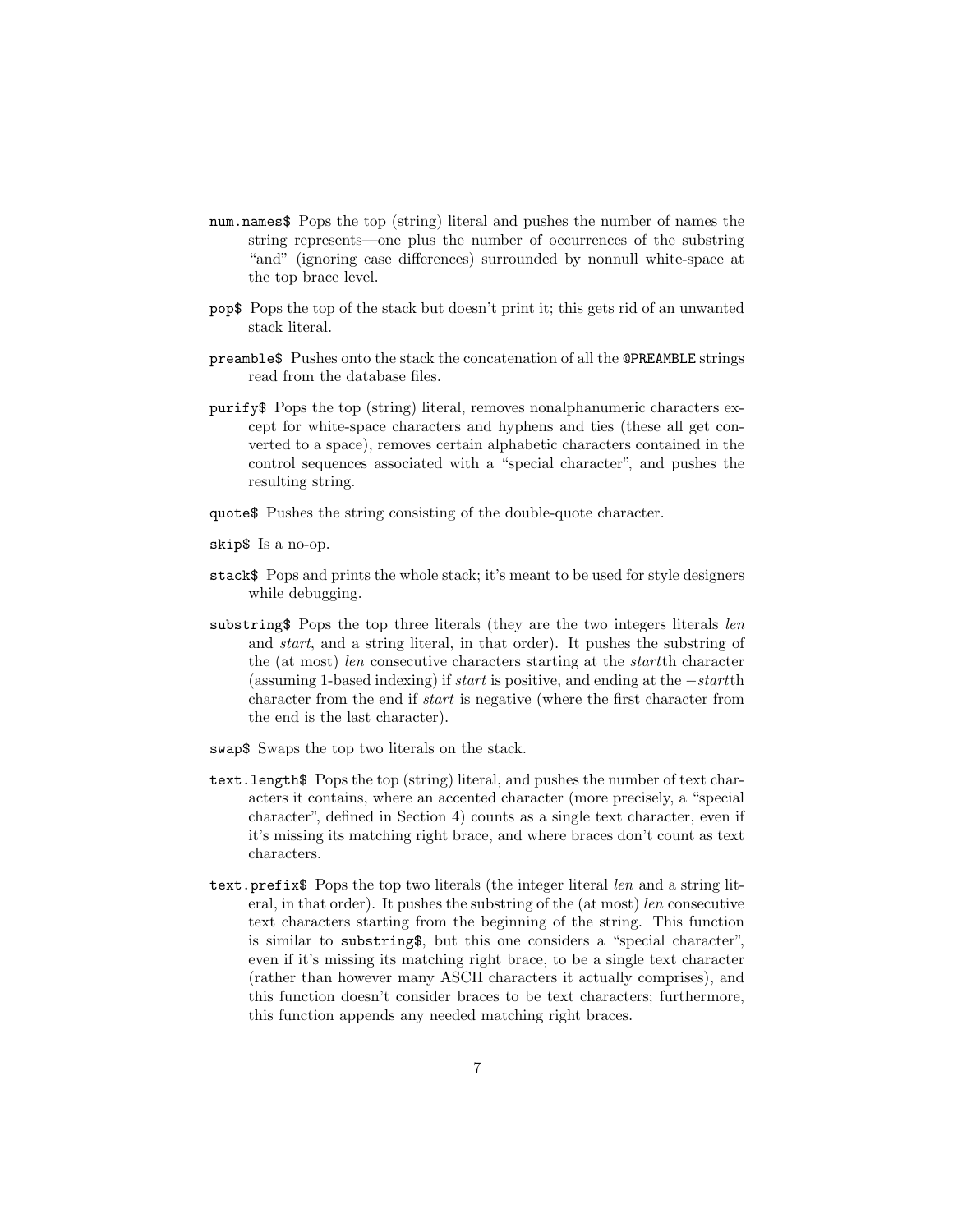`num.names$` Pops the top (string) literal and pushes the number of names the string represents—one plus the number of occurrences of the substring "and" (ignoring case differences) surrounded by nonnull white-space at the top brace level.

`pop$` Pops the top of the stack but doesn't print it; this gets rid of an unwanted stack literal.

`preamble$` Pushes onto the stack the concatenation of all the `@PREAMBLE` strings read from the database files.

`purify$` Pops the top (string) literal, removes nonalphanumeric characters except for white-space characters and hyphens and ties (these all get converted to a space), removes certain alphabetic characters contained in the control sequences associated with a "special character", and pushes the resulting string.

`quote$` Pushes the string consisting of the double-quote character.

`skip$` Is a no-op.

`stack$` Pops and prints the whole stack; it's meant to be used for style designers while debugging.

`substring$` Pops the top three literals (they are the two integers literals *len* and *start*, and a string literal, in that order). It pushes the substring of the (at most) *len* consecutive characters starting at the *start*th character (assuming 1-based indexing) if *start* is positive, and ending at the $-start$th character from the end if *start* is negative (where the first character from the end is the last character).

`swap$` Swaps the top two literals on the stack.

`text.length$` Pops the top (string) literal, and pushes the number of text characters it contains, where an accented character (more precisely, a "special character", defined in Section 4) counts as a single text character, even if it's missing its matching right brace, and where braces don't count as text characters.

`text.prefix$` Pops the top two literals (the integer literal *len* and a string literal, in that order). It pushes the substring of the (at most) *len* consecutive text characters starting from the beginning of the string. This function is similar to `substring$`, but this one considers a "special character", even if it's missing its matching right brace, to be a single text character (rather than however many ASCII characters it actually comprises), and this function doesn't consider braces to be text characters; furthermore, this function appends any needed matching right braces.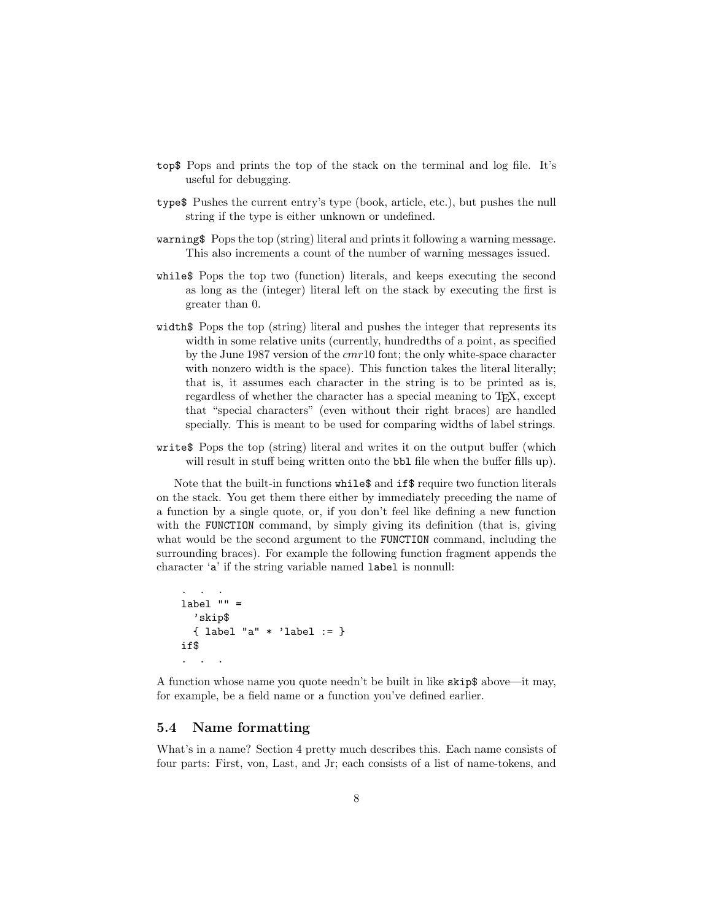`top$` Pops and prints the top of the stack on the terminal and log file. It's useful for debugging.

`type$` Pushes the current entry's type (book, article, etc.), but pushes the null string if the type is either unknown or undefined.

`warning$` Pops the top (string) literal and prints it following a warning message. This also increments a count of the number of warning messages issued.

`while$` Pops the top two (function) literals, and keeps executing the second as long as the (integer) literal left on the stack by executing the first is greater than 0.

`width$` Pops the top (string) literal and pushes the integer that represents its width in some relative units (currently, hundredths of a point, as specified by the June 1987 version of the *cmr*10 font; the only white-space character with nonzero width is the space). This function takes the literal literally; that is, it assumes each character in the string is to be printed as is, regardless of whether the character has a special meaning to TeX, except that "special characters" (even without their right braces) are handled specially. This is meant to be used for comparing widths of label strings.

`write$` Pops the top (string) literal and writes it on the output buffer (which will result in stuff being written onto the `bbl` file when the buffer fills up).

Note that the built-in functions `while$` and `if$` require two function literals on the stack. You get them there either by immediately preceding the name of a function by a single quote, or, if you don't feel like defining a new function with the `FUNCTION` command, by simply giving its definition (that is, giving what would be the second argument to the `FUNCTION` command, including the surrounding braces). For example the following function fragment appends the character '`a`' if the string variable named `label` is nonnull:

```
. . .
label "" =
  'skip$
  { label "a" * 'label := }
if$
. . .
```

A function whose name you quote needn't be built in like `skip$` above—it may, for example, be a field name or a function you've defined earlier.

## 5.4 Name formatting

What's in a name? Section 4 pretty much describes this. Each name consists of four parts: First, von, Last, and Jr; each consists of a list of name-tokens, and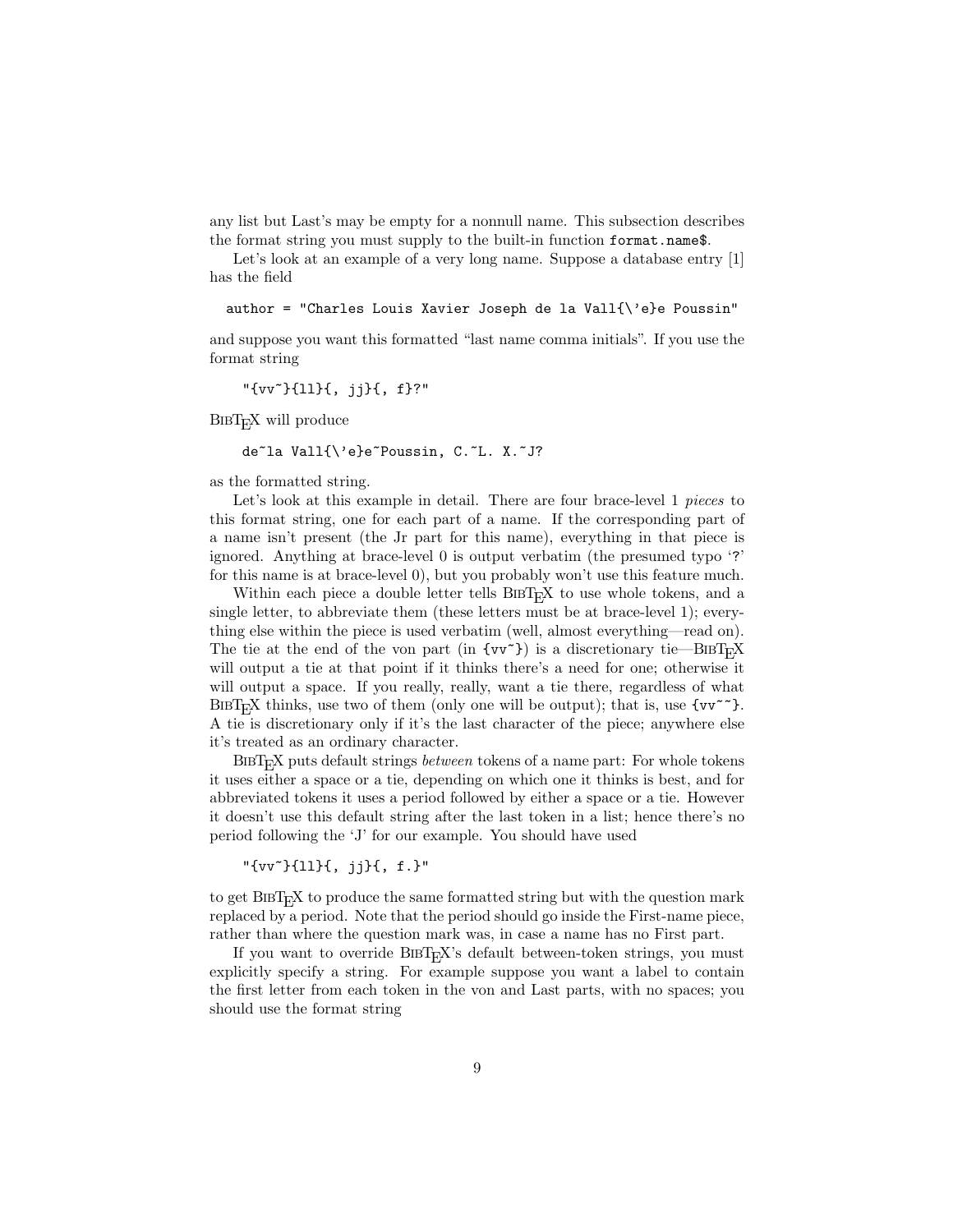any list but Last's may be empty for a nonnull name. This subsection describes the format string you must supply to the built-in function `format.name$`.

Let's look at an example of a very long name. Suppose a database entry [1] has the field

```
author = "Charles Louis Xavier Joseph de la Vall{\'e}e Poussin"
```

and suppose you want this formatted "last name comma initials". If you use the format string

```
"{vv~}{ll}{, jj}{, f}?"
```

BibTeX will produce

```
de~la Vall{\'e}e~Poussin, C.~L. X.~J?
```

as the formatted string.

Let's look at this example in detail. There are four brace-level 1 *pieces* to this format string, one for each part of a name. If the corresponding part of a name isn't present (the Jr part for this name), everything in that piece is ignored. Anything at brace-level 0 is output verbatim (the presumed typo '?' for this name is at brace-level 0), but you probably won't use this feature much.

Within each piece a double letter tells BibTeX to use whole tokens, and a single letter, to abbreviate them (these letters must be at brace-level 1); everything else within the piece is used verbatim (well, almost everything—read on). The tie at the end of the von part (in `{vv~}`) is a discretionary tie—BibTeX will output a tie at that point if it thinks there's a need for one; otherwise it will output a space. If you really, really, want a tie there, regardless of what BibTeX thinks, use two of them (only one will be output); that is, use `{vv~~}`. A tie is discretionary only if it's the last character of the piece; anywhere else it's treated as an ordinary character.

BibTeX puts default strings *between* tokens of a name part: For whole tokens it uses either a space or a tie, depending on which one it thinks is best, and for abbreviated tokens it uses a period followed by either a space or a tie. However it doesn't use this default string after the last token in a list; hence there's no period following the 'J' for our example. You should have used

```
"{vv~}{ll}{, jj}{, f.}"
```

to get BibTeX to produce the same formatted string but with the question mark replaced by a period. Note that the period should go inside the First-name piece, rather than where the question mark was, in case a name has no First part.

If you want to override BibTeX's default between-token strings, you must explicitly specify a string. For example suppose you want a label to contain the first letter from each token in the von and Last parts, with no spaces; you should use the format string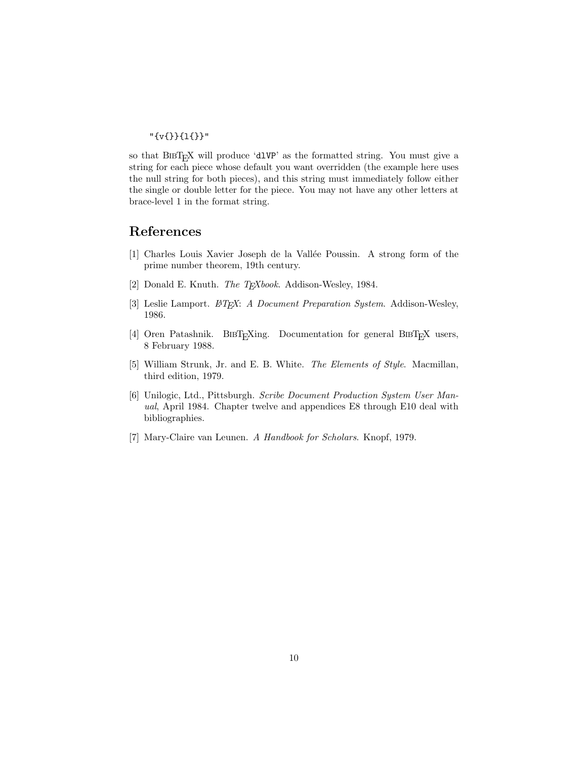```
"{v{}}{l{}}"
```

so that BibTeX will produce '`dlVP`' as the formatted string. You must give a string for each piece whose default you want overridden (the example here uses the null string for both pieces), and this string must immediately follow either the single or double letter for the piece. You may not have any other letters at brace-level 1 in the format string.

## References

[1] Charles Louis Xavier Joseph de la Vallée Poussin. A strong form of the prime number theorem, 19th century.

[2] Donald E. Knuth. *The TeXbook*. Addison-Wesley, 1984.

[3] Leslie Lamport. *LaTeX: A Document Preparation System*. Addison-Wesley, 1986.

[4] Oren Patashnik. BibTeXing. Documentation for general BibTeX users, 8 February 1988.

[5] William Strunk, Jr. and E. B. White. *The Elements of Style*. Macmillan, third edition, 1979.

[6] Unilogic, Ltd., Pittsburgh. *Scribe Document Production System User Manual*, April 1984. Chapter twelve and appendices E8 through E10 deal with bibliographies.

[7] Mary-Claire van Leunen. *A Handbook for Scholars*. Knopf, 1979.